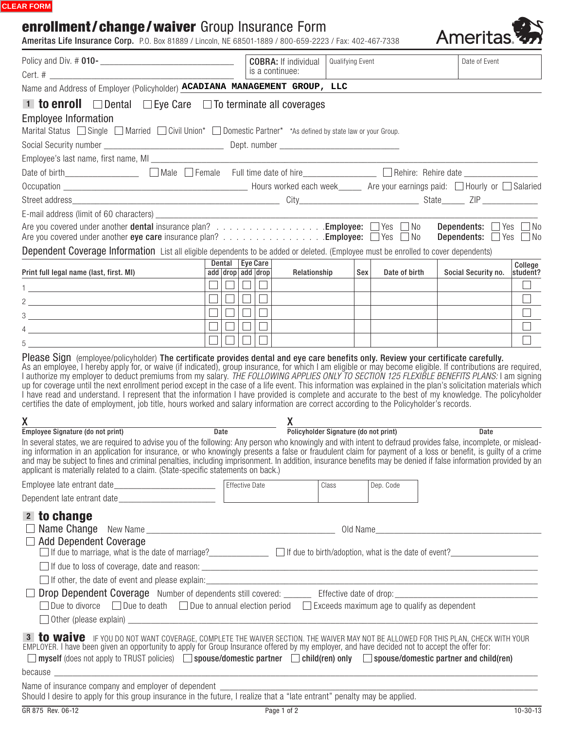CLEAR FORM

# enrollment/change/waiver Group Insurance Form

**Ameritas Life Insurance Corp.** P.O. Box 81889 / Lincoln, NE 68501-1889 / 800-659-2223 / Fax: 402-467-7338

Ameritas

Policy and Div. # **010-** ______________________

Cert. # ______________________

| **COBRA:** If individual is a continuee: | Qualifying Event | Date of Event |
|---|---|---|
| | | |

Name and Address of Employer (Policyholder) **ACADIANA MANAGEMENT GROUP, LLC**

## 1 to enroll ☐ Dental ☐ Eye Care ☐ To terminate all coverages

### Employee Information

Marital Status ☐ Single ☐ Married ☐ Civil Union* ☐ Domestic Partner* *As defined by state law or your Group.

Social Security number ______________________ Dept. number ______________________

Employee's last name, first name, MI ______________________

Date of birth______________ ☐ Male ☐ Female Full time date of hire______________ ☐ Rehire: Rehire date ______________

Occupation ______________________ Hours worked each week______ Are your earnings paid: ☐ Hourly or ☐ Salaried

Street address______________________ City______________________ State_____ ZIP ____________

E-mail address (limit of 60 characters) ______________________

Are you covered under another **dental** insurance plan? . . . . . . . . . . . . . . . . .**Employee:** ☐ Yes ☐ No **Dependents:** ☐ Yes ☐ No

Are you covered under another **eye care** insurance plan? . . . . . . . . . . . . . . . .**Employee:** ☐ Yes ☐ No **Dependents:** ☐ Yes ☐ No

### Dependent Coverage Information

List all eligible dependents to be added or deleted. (Employee must be enrolled to cover dependents)

| Print full legal name (last, first. MI) | Dental add | Dental drop | Eye Care add | Eye Care drop | Relationship | Sex | Date of birth | Social Security no. | College student? |
|---|---|---|---|---|---|---|---|---|---|
| 1 | ☐ | ☐ | ☐ | ☐ | | | | | ☐ |
| 2 | ☐ | ☐ | ☐ | ☐ | | | | | ☐ |
| 3 | ☐ | ☐ | ☐ | ☐ | | | | | ☐ |
| 4 | ☐ | ☐ | ☐ | ☐ | | | | | ☐ |
| 5 | ☐ | ☐ | ☐ | ☐ | | | | | ☐ |

### Please Sign

(employee/policyholder) **The certificate provides dental and eye care benefits only. Review your certificate carefully.**

As an employee, I hereby apply for, or waive (if indicated), group insurance, for which I am eligible or may become eligible. If contributions are required, I authorize my employer to deduct premiums from my salary. *THE FOLLOWING APPLIES ONLY TO SECTION 125 FLEXIBLE BENEFITS PLANS:* I am signing up for coverage until the next enrollment period except in the case of a life event. This information was explained in the plan's solicitation materials which I have read and understand. I represent that the information I have provided is complete and accurate to the best of my knowledge. The policyholder certifies the date of employment, job title, hours worked and salary information are correct according to the Policyholder's records.

X ______________________ Date ______

**Employee Signature (do not print)**

X ______________________ Date ______

**Policyholder Signature (do not print)**

In several states, we are required to advise you of the following: Any person who knowingly and with intent to defraud provides false, incomplete, or misleading information in an application for insurance, or who knowingly presents a false or fraudulent claim for payment of a loss or benefit, is guilty of a crime and may be subject to fines and criminal penalties, including imprisonment. In addition, insurance benefits may be denied if false information provided by an applicant is materially related to a claim. (State-specific statements on back.)

Employee late entrant date______________________

Dependent late entrant date______________________

| Effective Date | Class | Dep. Code |
|---|---|---|
| | | |

## 2 to change

☐ Name Change New Name ______________________ Old Name ______________________

☐ Add Dependent Coverage

- ☐ If due to marriage, what is the date of marriage?____________ ☐ If due to birth/adoption, what is the date of event?____________
- ☐ If due to loss of coverage, date and reason: ______________________
- ☐ If other, the date of event and please explain:______________________

☐ Drop Dependent Coverage Number of dependents still covered: ______ Effective date of drop: ______________

- ☐ Due to divorce ☐ Due to death ☐ Due to annual election period ☐ Exceeds maximum age to qualify as dependent
- ☐ Other (please explain) ______________________

## 3 to waive

IF YOU DO NOT WANT COVERAGE, COMPLETE THE WAIVER SECTION. THE WAIVER MAY NOT BE ALLOWED FOR THIS PLAN, CHECK WITH YOUR EMPLOYER. I have been given an opportunity to apply for Group Insurance offered by my employer, and have decided not to accept the offer for:

☐ **myself** (does not apply to TRUST policies) ☐ **spouse/domestic partner** ☐ **child(ren) only** ☐ **spouse/domestic partner and child(ren)**

because ______________________

Name of insurance company and employer of dependent ______________________

Should I desire to apply for this group insurance in the future, I realize that a "late entrant" penalty may be applied.

GR 875 Rev. 06-12 10-30-13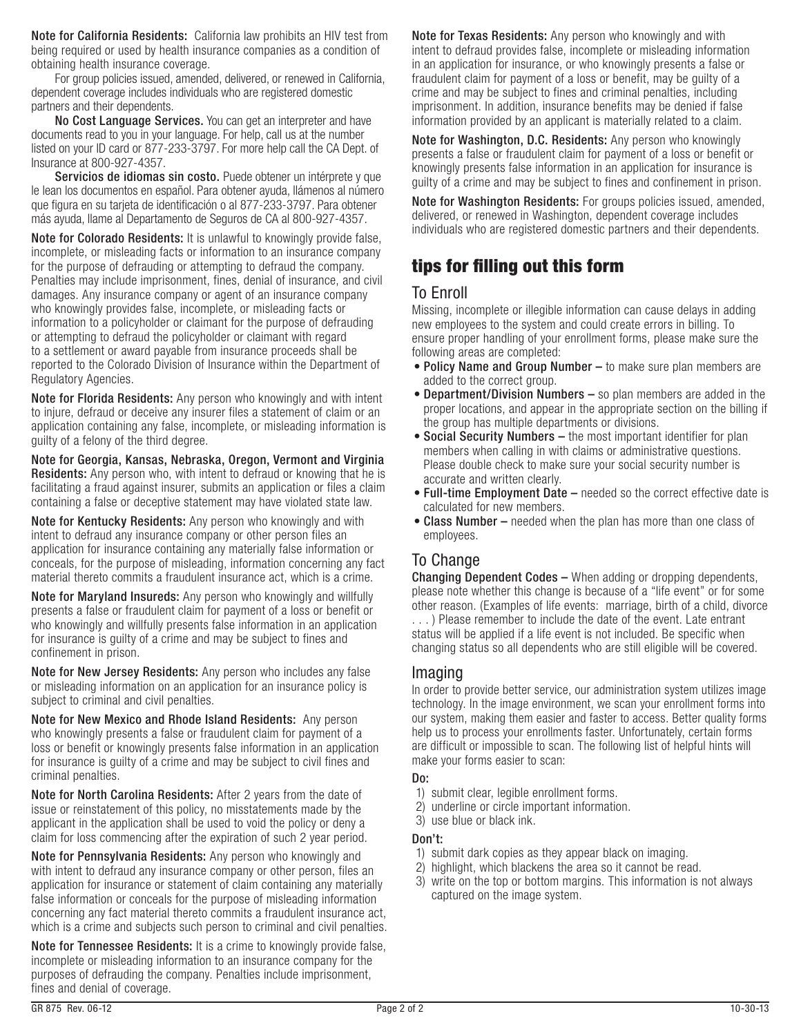**Note for California Residents:** California law prohibits an HIV test from being required or used by health insurance companies as a condition of obtaining health insurance coverage.

For group policies issued, amended, delivered, or renewed in California, dependent coverage includes individuals who are registered domestic partners and their dependents.

**No Cost Language Services.** You can get an interpreter and have documents read to you in your language. For help, call us at the number listed on your ID card or 877-233-3797. For more help call the CA Dept. of Insurance at 800-927-4357.

**Servicios de idiomas sin costo.** Puede obtener un intérprete y que le lean los documentos en español. Para obtener ayuda, llámenos al número que figura en su tarjeta de identificación o al 877-233-3797. Para obtener más ayuda, llame al Departamento de Seguros de CA al 800-927-4357.

**Note for Colorado Residents:** It is unlawful to knowingly provide false, incomplete, or misleading facts or information to an insurance company for the purpose of defrauding or attempting to defraud the company. Penalties may include imprisonment, fines, denial of insurance, and civil damages. Any insurance company or agent of an insurance company who knowingly provides false, incomplete, or misleading facts or information to a policyholder or claimant for the purpose of defrauding or attempting to defraud the policyholder or claimant with regard to a settlement or award payable from insurance proceeds shall be reported to the Colorado Division of Insurance within the Department of Regulatory Agencies.

**Note for Florida Residents:** Any person who knowingly and with intent to injure, defraud or deceive any insurer files a statement of claim or an application containing any false, incomplete, or misleading information is guilty of a felony of the third degree.

**Note for Georgia, Kansas, Nebraska, Oregon, Vermont and Virginia Residents:** Any person who, with intent to defraud or knowing that he is facilitating a fraud against insurer, submits an application or files a claim containing a false or deceptive statement may have violated state law.

**Note for Kentucky Residents:** Any person who knowingly and with intent to defraud any insurance company or other person files an application for insurance containing any materially false information or conceals, for the purpose of misleading, information concerning any fact material thereto commits a fraudulent insurance act, which is a crime.

**Note for Maryland Insureds:** Any person who knowingly and willfully presents a false or fraudulent claim for payment of a loss or benefit or who knowingly and willfully presents false information in an application for insurance is guilty of a crime and may be subject to fines and confinement in prison.

**Note for New Jersey Residents:** Any person who includes any false or misleading information on an application for an insurance policy is subject to criminal and civil penalties.

**Note for New Mexico and Rhode Island Residents:** Any person who knowingly presents a false or fraudulent claim for payment of a loss or benefit or knowingly presents false information in an application for insurance is guilty of a crime and may be subject to civil fines and criminal penalties.

**Note for North Carolina Residents:** After 2 years from the date of issue or reinstatement of this policy, no misstatements made by the applicant in the application shall be used to void the policy or deny a claim for loss commencing after the expiration of such 2 year period.

**Note for Pennsylvania Residents:** Any person who knowingly and with intent to defraud any insurance company or other person, files an application for insurance or statement of claim containing any materially false information or conceals for the purpose of misleading information concerning any fact material thereto commits a fraudulent insurance act, which is a crime and subjects such person to criminal and civil penalties.

**Note for Tennessee Residents:** It is a crime to knowingly provide false, incomplete or misleading information to an insurance company for the purposes of defrauding the company. Penalties include imprisonment, fines and denial of coverage.

**Note for Texas Residents:** Any person who knowingly and with intent to defraud provides false, incomplete or misleading information in an application for insurance, or who knowingly presents a false or fraudulent claim for payment of a loss or benefit, may be guilty of a crime and may be subject to fines and criminal penalties, including imprisonment. In addition, insurance benefits may be denied if false information provided by an applicant is materially related to a claim.

**Note for Washington, D.C. Residents:** Any person who knowingly presents a false or fraudulent claim for payment of a loss or benefit or knowingly presents false information in an application for insurance is guilty of a crime and may be subject to fines and confinement in prison.

**Note for Washington Residents:** For groups policies issued, amended, delivered, or renewed in Washington, dependent coverage includes individuals who are registered domestic partners and their dependents.

# tips for filling out this form

## To Enroll

Missing, incomplete or illegible information can cause delays in adding new employees to the system and could create errors in billing. To ensure proper handling of your enrollment forms, please make sure the following areas are completed:

- **Policy Name and Group Number –** to make sure plan members are added to the correct group.
- **Department/Division Numbers –** so plan members are added in the proper locations, and appear in the appropriate section on the billing if the group has multiple departments or divisions.
- **Social Security Numbers –** the most important identifier for plan members when calling in with claims or administrative questions. Please double check to make sure your social security number is accurate and written clearly.
- **Full-time Employment Date –** needed so the correct effective date is calculated for new members.
- **Class Number –** needed when the plan has more than one class of employees.

## To Change

**Changing Dependent Codes –** When adding or dropping dependents, please note whether this change is because of a "life event" or for some other reason. (Examples of life events: marriage, birth of a child, divorce . . . ) Please remember to include the date of the event. Late entrant status will be applied if a life event is not included. Be specific when changing status so all dependents who are still eligible will be covered.

## Imaging

In order to provide better service, our administration system utilizes image technology. In the image environment, we scan your enrollment forms into our system, making them easier and faster to access. Better quality forms help us to process your enrollments faster. Unfortunately, certain forms are difficult or impossible to scan. The following list of helpful hints will make your forms easier to scan:

**Do:**

1) submit clear, legible enrollment forms.
2) underline or circle important information.
3) use blue or black ink.

**Don't:**

1) submit dark copies as they appear black on imaging.
2) highlight, which blackens the area so it cannot be read.
3) write on the top or bottom margins. This information is not always captured on the image system.

GR 875 Rev. 06-12 10-30-13